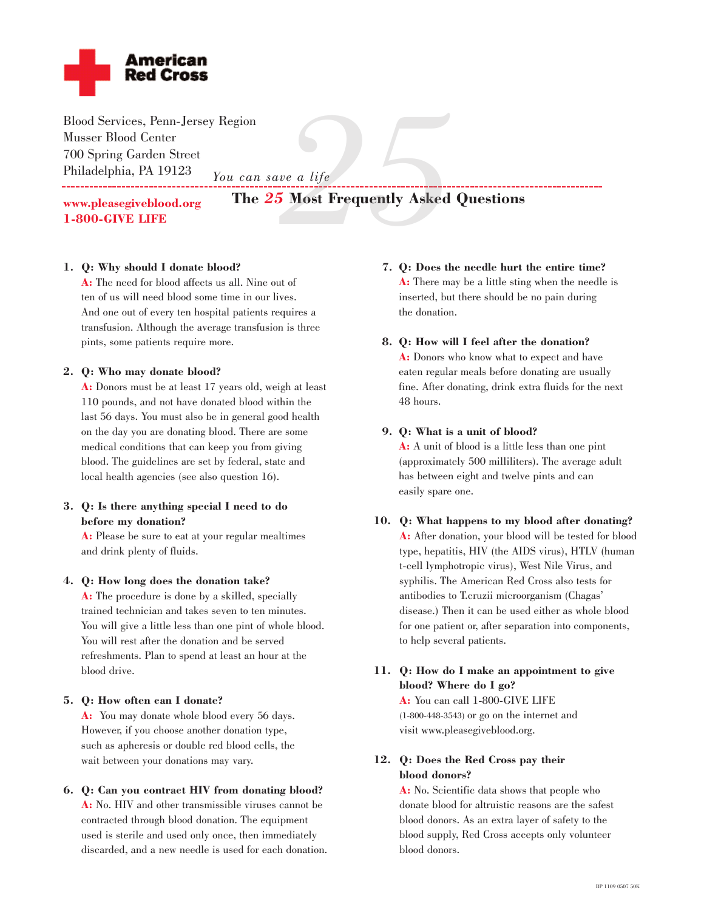**American Red Cross**

Blood Services, Penn-Jersey Region
Musser Blood Center
700 Spring Garden Street
Philadelphia, PA 19123

*You can save a life*

**www.pleasegiveblood.org**
**1-800-GIVE LIFE**

# The *25* Most Frequently Asked Questions

1. **Q: Why should I donate blood?**
   **A:** The need for blood affects us all. Nine out of ten of us will need blood some time in our lives. And one out of every ten hospital patients requires a transfusion. Although the average transfusion is three pints, some patients require more.

2. **Q: Who may donate blood?**
   **A:** Donors must be at least 17 years old, weigh at least 110 pounds, and not have donated blood within the last 56 days. You must also be in general good health on the day you are donating blood. There are some medical conditions that can keep you from giving blood. The guidelines are set by federal, state and local health agencies (see also question 16).

3. **Q: Is there anything special I need to do before my donation?**
   **A:** Please be sure to eat at your regular mealtimes and drink plenty of fluids.

4. **Q: How long does the donation take?**
   **A:** The procedure is done by a skilled, specially trained technician and takes seven to ten minutes. You will give a little less than one pint of whole blood. You will rest after the donation and be served refreshments. Plan to spend at least an hour at the blood drive.

5. **Q: How often can I donate?**
   **A:** You may donate whole blood every 56 days. However, if you choose another donation type, such as apheresis or double red blood cells, the wait between your donations may vary.

6. **Q: Can you contract HIV from donating blood?**
   **A:** No. HIV and other transmissible viruses cannot be contracted through blood donation. The equipment used is sterile and used only once, then immediately discarded, and a new needle is used for each donation.

7. **Q: Does the needle hurt the entire time?**
   **A:** There may be a little sting when the needle is inserted, but there should be no pain during the donation.

8. **Q: How will I feel after the donation?**
   **A:** Donors who know what to expect and have eaten regular meals before donating are usually fine. After donating, drink extra fluids for the next 48 hours.

9. **Q: What is a unit of blood?**
   **A:** A unit of blood is a little less than one pint (approximately 500 milliliters). The average adult has between eight and twelve pints and can easily spare one.

10. **Q: What happens to my blood after donating?**
    **A:** After donation, your blood will be tested for blood type, hepatitis, HIV (the AIDS virus), HTLV (human t-cell lymphotropic virus), West Nile Virus, and syphilis. The American Red Cross also tests for antibodies to T.cruzii microorganism (Chagas' disease.) Then it can be used either as whole blood for one patient or, after separation into components, to help several patients.

11. **Q: How do I make an appointment to give blood? Where do I go?**
    **A:** You can call 1-800-GIVE LIFE (1-800-448-3543) or go on the internet and visit www.pleasegiveblood.org.

12. **Q: Does the Red Cross pay their blood donors?**
    **A:** No. Scientific data shows that people who donate blood for altruistic reasons are the safest blood donors. As an extra layer of safety to the blood supply, Red Cross accepts only volunteer blood donors.

BP 1109 0507 50K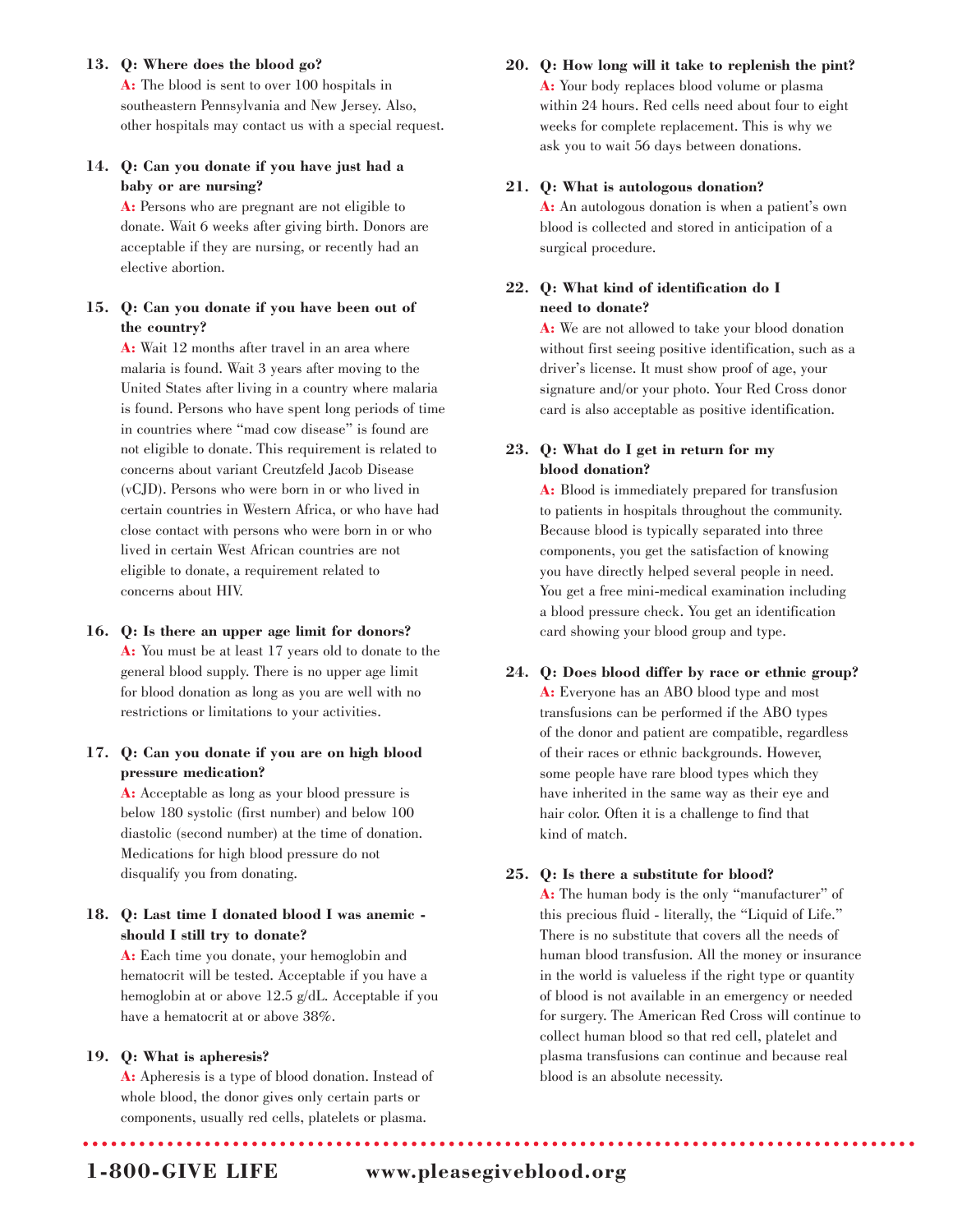**13. Q: Where does the blood go?**

**A:** The blood is sent to over 100 hospitals in southeastern Pennsylvania and New Jersey. Also, other hospitals may contact us with a special request.

**14. Q: Can you donate if you have just had a baby or are nursing?**

**A:** Persons who are pregnant are not eligible to donate. Wait 6 weeks after giving birth. Donors are acceptable if they are nursing, or recently had an elective abortion.

**15. Q: Can you donate if you have been out of the country?**

**A:** Wait 12 months after travel in an area where malaria is found. Wait 3 years after moving to the United States after living in a country where malaria is found. Persons who have spent long periods of time in countries where "mad cow disease" is found are not eligible to donate. This requirement is related to concerns about variant Creutzfeld Jacob Disease (vCJD). Persons who were born in or who lived in certain countries in Western Africa, or who have had close contact with persons who were born in or who lived in certain West African countries are not eligible to donate, a requirement related to concerns about HIV.

**16. Q: Is there an upper age limit for donors?**

**A:** You must be at least 17 years old to donate to the general blood supply. There is no upper age limit for blood donation as long as you are well with no restrictions or limitations to your activities.

**17. Q: Can you donate if you are on high blood pressure medication?**

**A:** Acceptable as long as your blood pressure is below 180 systolic (first number) and below 100 diastolic (second number) at the time of donation. Medications for high blood pressure do not disqualify you from donating.

**18. Q: Last time I donated blood I was anemic - should I still try to donate?**

**A:** Each time you donate, your hemoglobin and hematocrit will be tested. Acceptable if you have a hemoglobin at or above 12.5 g/dL. Acceptable if you have a hematocrit at or above 38%.

**19. Q: What is apheresis?**

**A:** Apheresis is a type of blood donation. Instead of whole blood, the donor gives only certain parts or components, usually red cells, platelets or plasma.

**20. Q: How long will it take to replenish the pint?**

**A:** Your body replaces blood volume or plasma within 24 hours. Red cells need about four to eight weeks for complete replacement. This is why we ask you to wait 56 days between donations.

**21. Q: What is autologous donation?**

**A:** An autologous donation is when a patient's own blood is collected and stored in anticipation of a surgical procedure.

**22. Q: What kind of identification do I need to donate?**

**A:** We are not allowed to take your blood donation without first seeing positive identification, such as a driver's license. It must show proof of age, your signature and/or your photo. Your Red Cross donor card is also acceptable as positive identification.

**23. Q: What do I get in return for my blood donation?**

**A:** Blood is immediately prepared for transfusion to patients in hospitals throughout the community. Because blood is typically separated into three components, you get the satisfaction of knowing you have directly helped several people in need. You get a free mini-medical examination including a blood pressure check. You get an identification card showing your blood group and type.

**24. Q: Does blood differ by race or ethnic group?**

**A:** Everyone has an ABO blood type and most transfusions can be performed if the ABO types of the donor and patient are compatible, regardless of their races or ethnic backgrounds. However, some people have rare blood types which they have inherited in the same way as their eye and hair color. Often it is a challenge to find that kind of match.

**25. Q: Is there a substitute for blood?**

**A:** The human body is the only "manufacturer" of this precious fluid - literally, the "Liquid of Life." There is no substitute that covers all the needs of human blood transfusion. All the money or insurance in the world is valueless if the right type or quantity of blood is not available in an emergency or needed for surgery. The American Red Cross will continue to collect human blood so that red cell, platelet and plasma transfusions can continue and because real blood is an absolute necessity.

**1-800-GIVE LIFE** **www.pleasegiveblood.org**